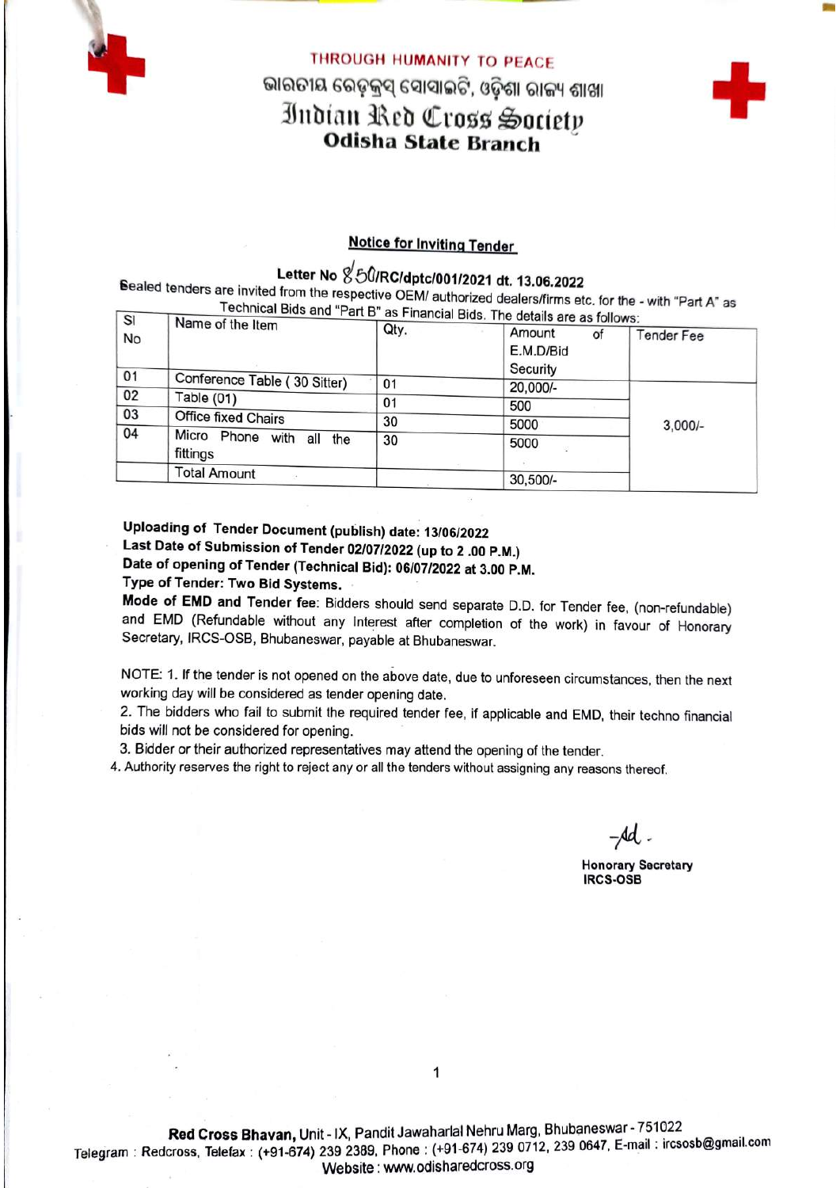THROUGH HUMANITY TO PEACE

ଭାରତୀୟ ରେଡ଼କ୍ରସ୍ ସୋସାଇଟି, ଓଡ଼ିଶା ରାଜ୍ୟ ଶାଖା

# Indian Red Cross Society

## Odisha State Branch

### Notice for Inviting Tender

**Letter No 850/RC/dptc/001/2021 dt. 13.06.2022**

Sealed tenders are invited from the respective OEM/ authorized dealers/firms etc. for the - with "Part A" as Technical Bids and "Part B" as Financial Bids. The details are as follows:

| Sl No | Name of the Item | Qty. | Amount of E.M.D/Bid Security | Tender Fee |
|---|---|---|---|---|
| 01 | Conference Table ( 30 Sitter) | 01 | 20,000/- | 3,000/- |
| 02 | Table (01) | 01 | 500 | |
| 03 | Office fixed Chairs | 30 | 5000 | |
| 04 | Micro Phone with all the fittings | 30 | 5000 | |
| | Total Amount | | 30,500/- | |

**Uploading of Tender Document (publish) date: 13/06/2022**
**Last Date of Submission of Tender 02/07/2022 (up to 2 .00 P.M.)**
**Date of opening of Tender (Technical Bid): 06/07/2022 at 3.00 P.M.**
**Type of Tender: Two Bid Systems.**

**Mode of EMD and Tender fee:** Bidders should send separate D.D. for Tender fee, (non-refundable) and EMD (Refundable without any Interest after completion of the work) in favour of Honorary Secretary, IRCS-OSB, Bhubaneswar, payable at Bhubaneswar.

NOTE: 1. If the tender is not opened on the above date, due to unforeseen circumstances, then the next working day will be considered as tender opening date.

2. The bidders who fail to submit the required tender fee, if applicable and EMD, their techno financial bids will not be considered for opening.

3. Bidder or their authorized representatives may attend the opening of the tender.

4. Authority reserves the right to reject any or all the tenders without assigning any reasons thereof.

-Sd.-

**Honorary Secretary**
**IRCS-OSB**

**Red Cross Bhavan,** Unit - IX, Pandit Jawaharlal Nehru Marg, Bhubaneswar - 751022
Telegram : Redcross, Telefax : (+91-674) 239 2389, Phone : (+91-674) 239 0712, 239 0647, E-mail : ircsosb@gmail.com
Website : www.odisharedcross.org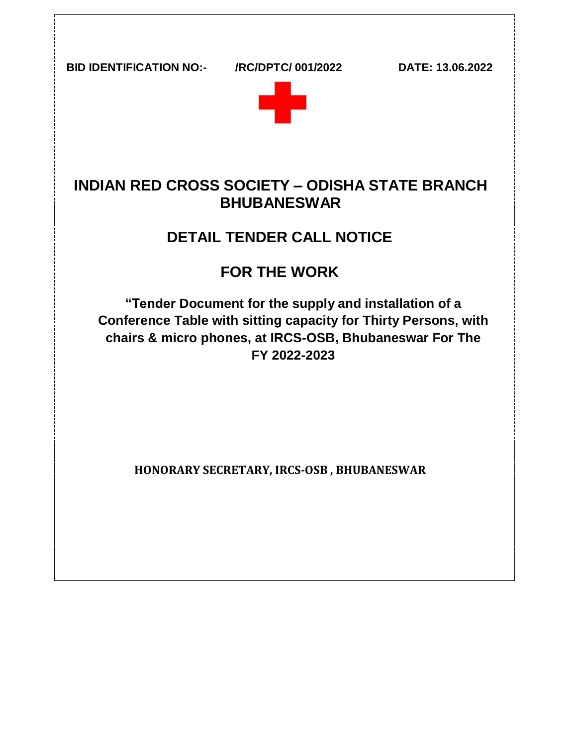**BID IDENTIFICATION NO:- /RC/DPTC/ 001/2022 DATE: 13.06.2022**

# INDIAN RED CROSS SOCIETY – ODISHA STATE BRANCH BHUBANESWAR

## DETAIL TENDER CALL NOTICE

## FOR THE WORK

**"Tender Document for the supply and installation of a Conference Table with sitting capacity for Thirty Persons, with chairs & micro phones, at IRCS-OSB, Bhubaneswar For The FY 2022-2023**

**HONORARY SECRETARY, IRCS-OSB , BHUBANESWAR**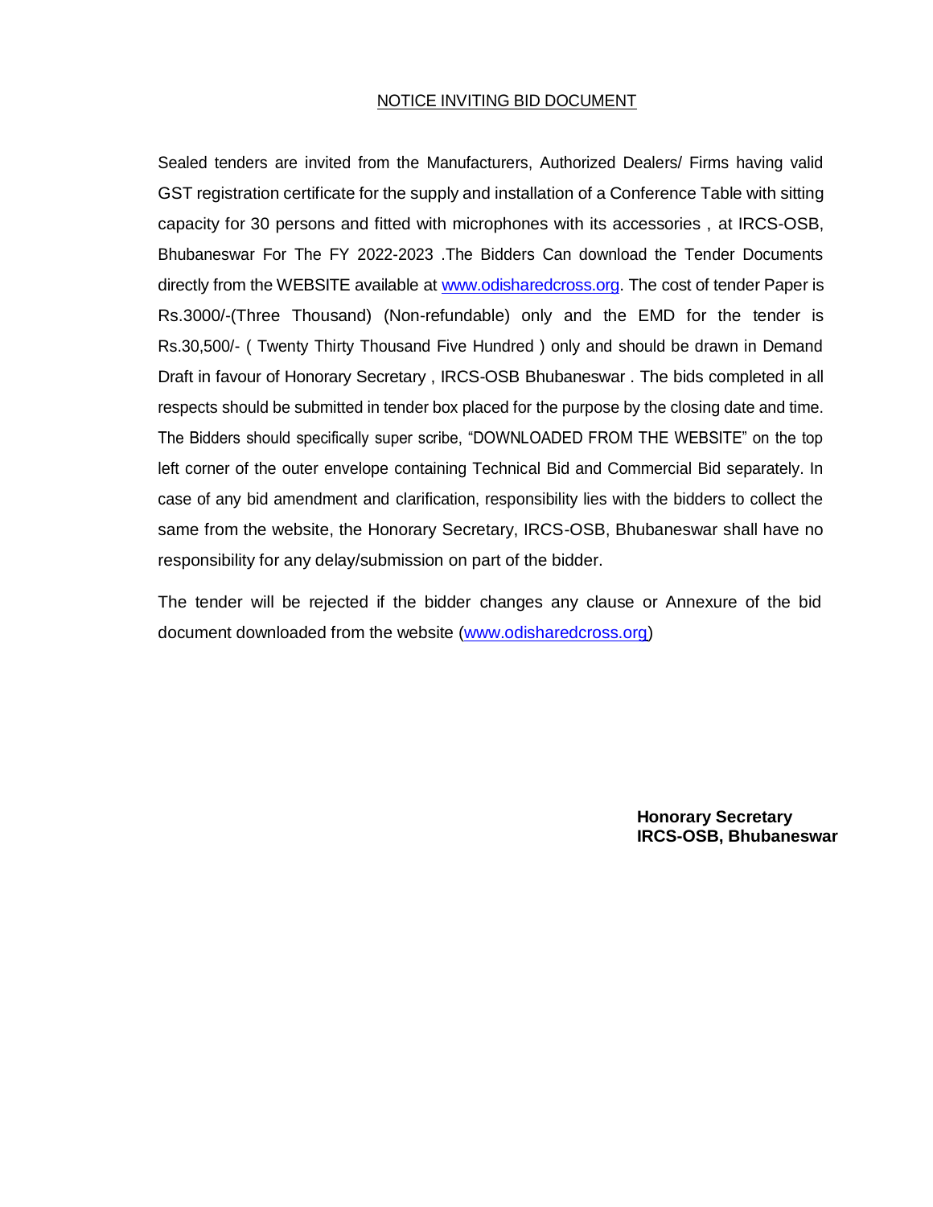## NOTICE INVITING BID DOCUMENT

Sealed tenders are invited from the Manufacturers, Authorized Dealers/ Firms having valid GST registration certificate for the supply and installation of a Conference Table with sitting capacity for 30 persons and fitted with microphones with its accessories , at IRCS-OSB, Bhubaneswar For The FY 2022-2023 .The Bidders Can download the Tender Documents directly from the WEBSITE available at www.odisharedcross.org. The cost of tender Paper is Rs.3000/-(Three Thousand) (Non-refundable) only and the EMD for the tender is Rs.30,500/- ( Twenty Thirty Thousand Five Hundred ) only and should be drawn in Demand Draft in favour of Honorary Secretary , IRCS-OSB Bhubaneswar . The bids completed in all respects should be submitted in tender box placed for the purpose by the closing date and time. The Bidders should specifically super scribe, "DOWNLOADED FROM THE WEBSITE" on the top left corner of the outer envelope containing Technical Bid and Commercial Bid separately. In case of any bid amendment and clarification, responsibility lies with the bidders to collect the same from the website, the Honorary Secretary, IRCS-OSB, Bhubaneswar shall have no responsibility for any delay/submission on part of the bidder.

The tender will be rejected if the bidder changes any clause or Annexure of the bid document downloaded from the website (www.odisharedcross.org)

**Honorary Secretary**
**IRCS-OSB, Bhubaneswar**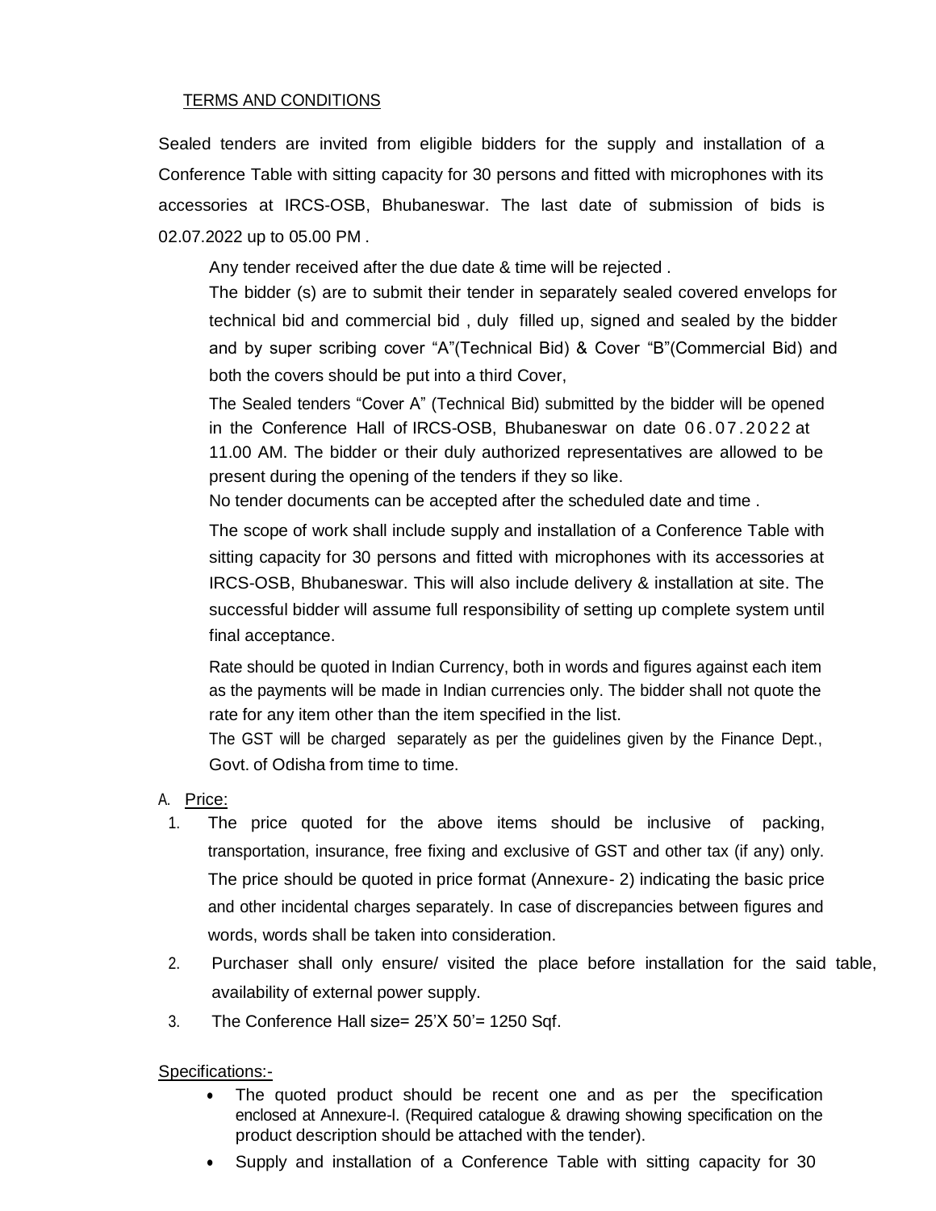TERMS AND CONDITIONS

Sealed tenders are invited from eligible bidders for the supply and installation of a Conference Table with sitting capacity for 30 persons and fitted with microphones with its accessories at IRCS-OSB, Bhubaneswar. The last date of submission of bids is 02.07.2022 up to 05.00 PM .

Any tender received after the due date & time will be rejected .

The bidder (s) are to submit their tender in separately sealed covered envelops for technical bid and commercial bid , duly filled up, signed and sealed by the bidder and by super scribing cover "A"(Technical Bid) & Cover "B"(Commercial Bid) and both the covers should be put into a third Cover,

The Sealed tenders "Cover A" (Technical Bid) submitted by the bidder will be opened in the Conference Hall of IRCS-OSB, Bhubaneswar on date 06.07.2022 at 11.00 AM. The bidder or their duly authorized representatives are allowed to be present during the opening of the tenders if they so like.

No tender documents can be accepted after the scheduled date and time .

The scope of work shall include supply and installation of a Conference Table with sitting capacity for 30 persons and fitted with microphones with its accessories at IRCS-OSB, Bhubaneswar. This will also include delivery & installation at site. The successful bidder will assume full responsibility of setting up complete system until final acceptance.

Rate should be quoted in Indian Currency, both in words and figures against each item as the payments will be made in Indian currencies only. The bidder shall not quote the rate for any item other than the item specified in the list.

The GST will be charged separately as per the guidelines given by the Finance Dept., Govt. of Odisha from time to time.

A. Price:

1. The price quoted for the above items should be inclusive of packing, transportation, insurance, free fixing and exclusive of GST and other tax (if any) only. The price should be quoted in price format (Annexure- 2) indicating the basic price and other incidental charges separately. In case of discrepancies between figures and words, words shall be taken into consideration.
2. Purchaser shall only ensure/ visited the place before installation for the said table, availability of external power supply.
3. The Conference Hall size= 25'X 50'= 1250 Sqf.

Specifications:-

- The quoted product should be recent one and as per the specification enclosed at Annexure-I. (Required catalogue & drawing showing specification on the product description should be attached with the tender).
- Supply and installation of a Conference Table with sitting capacity for 30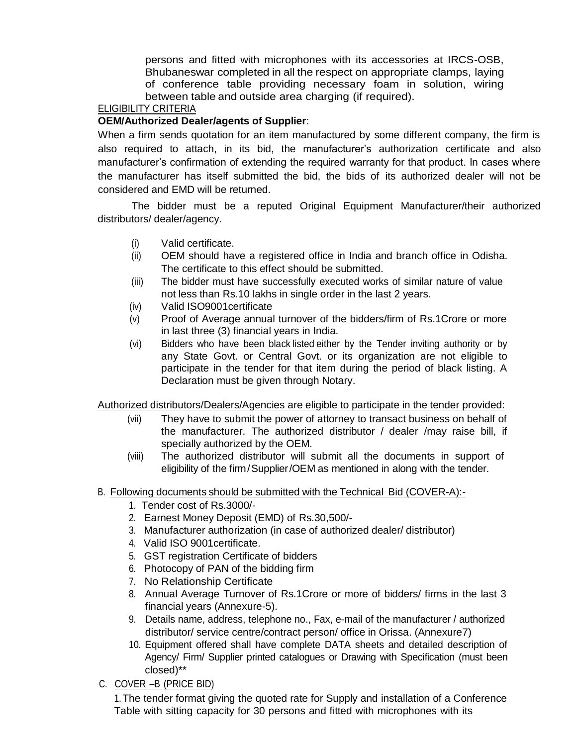persons and fitted with microphones with its accessories at IRCS-OSB, Bhubaneswar completed in all the respect on appropriate clamps, laying of conference table providing necessary foam in solution, wiring between table and outside area charging (if required).

ELIGIBILITY CRITERIA

**OEM/Authorized Dealer/agents of Supplier**:

When a firm sends quotation for an item manufactured by some different company, the firm is also required to attach, in its bid, the manufacturer's authorization certificate and also manufacturer's confirmation of extending the required warranty for that product. In cases where the manufacturer has itself submitted the bid, the bids of its authorized dealer will not be considered and EMD will be returned.

The bidder must be a reputed Original Equipment Manufacturer/their authorized distributors/ dealer/agency.

(i) Valid certificate.

(ii) OEM should have a registered office in India and branch office in Odisha. The certificate to this effect should be submitted.

(iii) The bidder must have successfully executed works of similar nature of value not less than Rs.10 lakhs in single order in the last 2 years.

(iv) Valid ISO9001certificate

(v) Proof of Average annual turnover of the bidders/firm of Rs.1Crore or more in last three (3) financial years in India.

(vi) Bidders who have been black listed either by the Tender inviting authority or by any State Govt. or Central Govt. or its organization are not eligible to participate in the tender for that item during the period of black listing. A Declaration must be given through Notary.

Authorized distributors/Dealers/Agencies are eligible to participate in the tender provided:

(vii) They have to submit the power of attorney to transact business on behalf of the manufacturer. The authorized distributor / dealer /may raise bill, if specially authorized by the OEM.

(viii) The authorized distributor will submit all the documents in support of eligibility of the firm/Supplier/OEM as mentioned in along with the tender.

B. Following documents should be submitted with the Technical Bid (COVER-A):-

1. Tender cost of Rs.3000/-
2. Earnest Money Deposit (EMD) of Rs.30,500/-
3. Manufacturer authorization (in case of authorized dealer/ distributor)
4. Valid ISO 9001certificate.
5. GST registration Certificate of bidders
6. Photocopy of PAN of the bidding firm
7. No Relationship Certificate
8. Annual Average Turnover of Rs.1Crore or more of bidders/ firms in the last 3 financial years (Annexure-5).
9. Details name, address, telephone no., Fax, e-mail of the manufacturer / authorized distributor/ service centre/contract person/ office in Orissa. (Annexure7)
10. Equipment offered shall have complete DATA sheets and detailed description of Agency/ Firm/ Supplier printed catalogues or Drawing with Specification (must been closed)**

C. COVER –B (PRICE BID)

1. The tender format giving the quoted rate for Supply and installation of a Conference Table with sitting capacity for 30 persons and fitted with microphones with its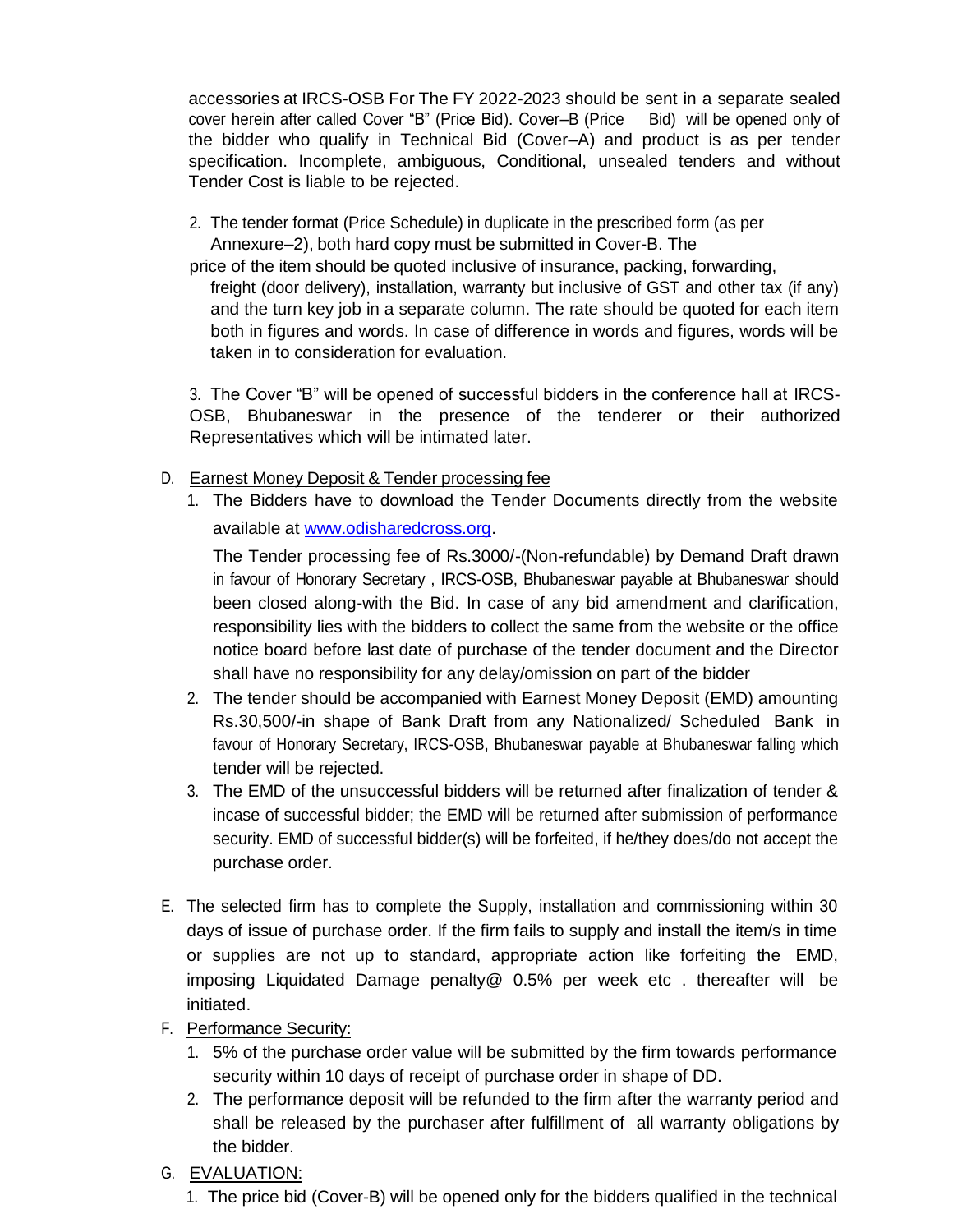accessories at IRCS-OSB For The FY 2022-2023 should be sent in a separate sealed cover herein after called Cover "B" (Price Bid). Cover–B (Price Bid) will be opened only of the bidder who qualify in Technical Bid (Cover–A) and product is as per tender specification. Incomplete, ambiguous, Conditional, unsealed tenders and without Tender Cost is liable to be rejected.

2. The tender format (Price Schedule) in duplicate in the prescribed form (as per Annexure–2), both hard copy must be submitted in Cover-B. The price of the item should be quoted inclusive of insurance, packing, forwarding, freight (door delivery), installation, warranty but inclusive of GST and other tax (if any) and the turn key job in a separate column. The rate should be quoted for each item both in figures and words. In case of difference in words and figures, words will be taken in to consideration for evaluation.

3. The Cover "B" will be opened of successful bidders in the conference hall at IRCS-OSB, Bhubaneswar in the presence of the tenderer or their authorized Representatives which will be intimated later.

D. Earnest Money Deposit & Tender processing fee

1. The Bidders have to download the Tender Documents directly from the website available at www.odisharedcross.org.

   The Tender processing fee of Rs.3000/-(Non-refundable) by Demand Draft drawn in favour of Honorary Secretary , IRCS-OSB, Bhubaneswar payable at Bhubaneswar should been closed along-with the Bid. In case of any bid amendment and clarification, responsibility lies with the bidders to collect the same from the website or the office notice board before last date of purchase of the tender document and the Director shall have no responsibility for any delay/omission on part of the bidder
2. The tender should be accompanied with Earnest Money Deposit (EMD) amounting Rs.30,500/-in shape of Bank Draft from any Nationalized/ Scheduled Bank in favour of Honorary Secretary, IRCS-OSB, Bhubaneswar payable at Bhubaneswar falling which tender will be rejected.
3. The EMD of the unsuccessful bidders will be returned after finalization of tender & incase of successful bidder; the EMD will be returned after submission of performance security. EMD of successful bidder(s) will be forfeited, if he/they does/do not accept the purchase order.

E. The selected firm has to complete the Supply, installation and commissioning within 30 days of issue of purchase order. If the firm fails to supply and install the item/s in time or supplies are not up to standard, appropriate action like forfeiting the EMD, imposing Liquidated Damage penalty@ 0.5% per week etc . thereafter will be initiated.

F. Performance Security:

1. 5% of the purchase order value will be submitted by the firm towards performance security within 10 days of receipt of purchase order in shape of DD.
2. The performance deposit will be refunded to the firm after the warranty period and shall be released by the purchaser after fulfillment of all warranty obligations by the bidder.

G. EVALUATION:

1. The price bid (Cover-B) will be opened only for the bidders qualified in the technical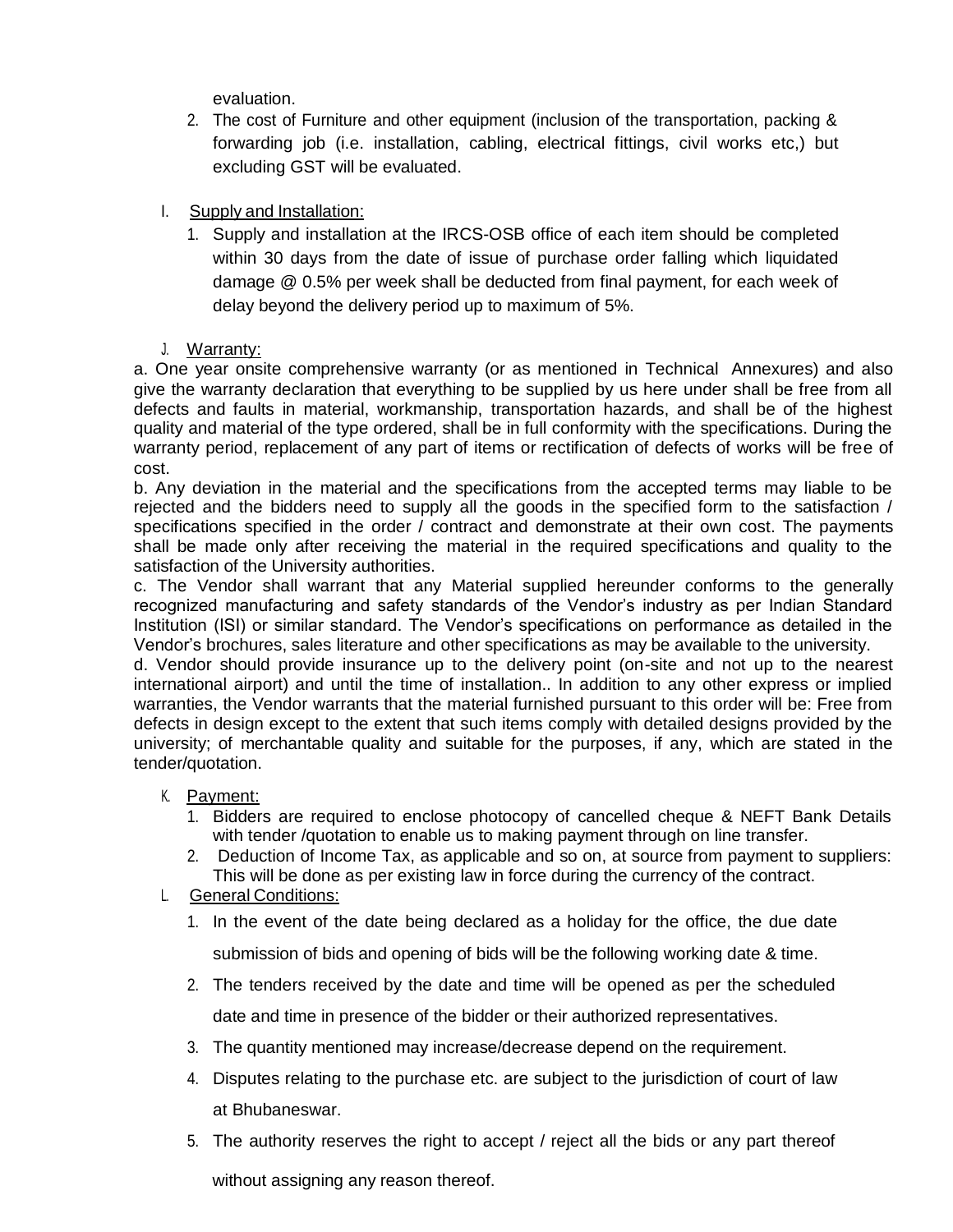evaluation.

2. The cost of Furniture and other equipment (inclusion of the transportation, packing & forwarding job (i.e. installation, cabling, electrical fittings, civil works etc,) but excluding GST will be evaluated.

I. Supply and Installation:

1. Supply and installation at the IRCS-OSB office of each item should be completed within 30 days from the date of issue of purchase order falling which liquidated damage @ 0.5% per week shall be deducted from final payment, for each week of delay beyond the delivery period up to maximum of 5%.

J. Warranty:

a. One year onsite comprehensive warranty (or as mentioned in Technical Annexures) and also give the warranty declaration that everything to be supplied by us here under shall be free from all defects and faults in material, workmanship, transportation hazards, and shall be of the highest quality and material of the type ordered, shall be in full conformity with the specifications. During the warranty period, replacement of any part of items or rectification of defects of works will be free of cost.

b. Any deviation in the material and the specifications from the accepted terms may liable to be rejected and the bidders need to supply all the goods in the specified form to the satisfaction / specifications specified in the order / contract and demonstrate at their own cost. The payments shall be made only after receiving the material in the required specifications and quality to the satisfaction of the University authorities.

c. The Vendor shall warrant that any Material supplied hereunder conforms to the generally recognized manufacturing and safety standards of the Vendor's industry as per Indian Standard Institution (ISI) or similar standard. The Vendor's specifications on performance as detailed in the Vendor's brochures, sales literature and other specifications as may be available to the university.

d. Vendor should provide insurance up to the delivery point (on-site and not up to the nearest international airport) and until the time of installation.. In addition to any other express or implied warranties, the Vendor warrants that the material furnished pursuant to this order will be: Free from defects in design except to the extent that such items comply with detailed designs provided by the university; of merchantable quality and suitable for the purposes, if any, which are stated in the tender/quotation.

K. Payment:

1. Bidders are required to enclose photocopy of cancelled cheque & NEFT Bank Details with tender /quotation to enable us to making payment through on line transfer.
2. Deduction of Income Tax, as applicable and so on, at source from payment to suppliers: This will be done as per existing law in force during the currency of the contract.

L. General Conditions:

1. In the event of the date being declared as a holiday for the office, the due date submission of bids and opening of bids will be the following working date & time.
2. The tenders received by the date and time will be opened as per the scheduled date and time in presence of the bidder or their authorized representatives.
3. The quantity mentioned may increase/decrease depend on the requirement.
4. Disputes relating to the purchase etc. are subject to the jurisdiction of court of law at Bhubaneswar.
5. The authority reserves the right to accept / reject all the bids or any part thereof without assigning any reason thereof.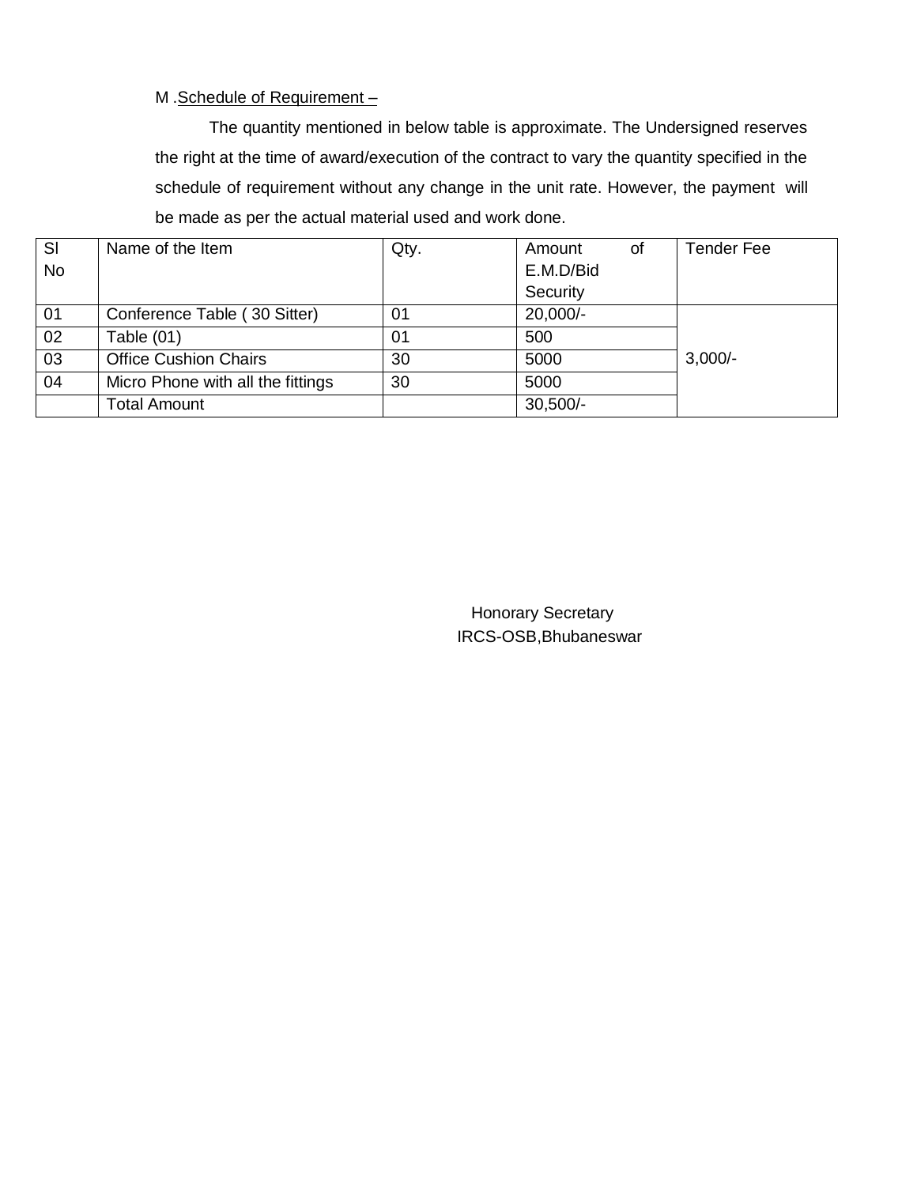M .Schedule of Requirement –

The quantity mentioned in below table is approximate. The Undersigned reserves the right at the time of award/execution of the contract to vary the quantity specified in the schedule of requirement without any change in the unit rate. However, the payment will be made as per the actual material used and work done.

| Sl No | Name of the Item | Qty. | Amount of E.M.D/Bid Security | Tender Fee |
|---|---|---|---|---|
| 01 | Conference Table ( 30 Sitter) | 01 | 20,000/- | 3,000/- |
| 02 | Table (01) | 01 | 500 | |
| 03 | Office Cushion Chairs | 30 | 5000 | |
| 04 | Micro Phone with all the fittings | 30 | 5000 | |
| | Total Amount | | 30,500/- | |

Honorary Secretary
IRCS-OSB,Bhubaneswar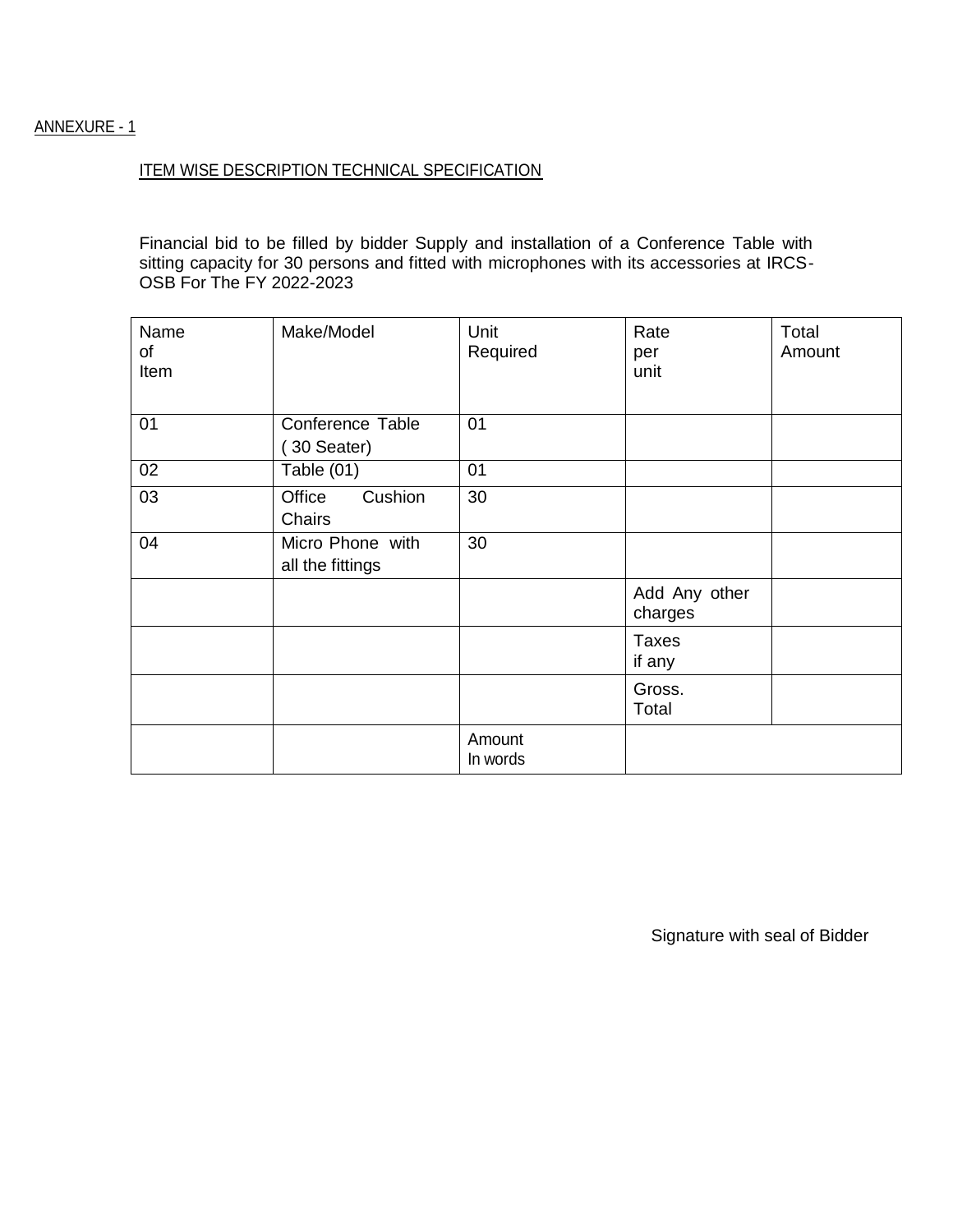ANNEXURE - 1

ITEM WISE DESCRIPTION TECHNICAL SPECIFICATION

Financial bid to be filled by bidder Supply and installation of a Conference Table with sitting capacity for 30 persons and fitted with microphones with its accessories at IRCS-OSB For The FY 2022-2023

| Name of Item | Make/Model | Unit Required | Rate per unit | Total Amount |
|---|---|---|---|---|
| 01 | Conference Table ( 30 Seater) | 01 | | |
| 02 | Table (01) | 01 | | |
| 03 | Office Cushion Chairs | 30 | | |
| 04 | Micro Phone with all the fittings | 30 | | |
| | | | Add Any other charges | |
| | | | Taxes if any | |
| | | | Gross. Total | |
| | | Amount In words | | |

Signature with seal of Bidder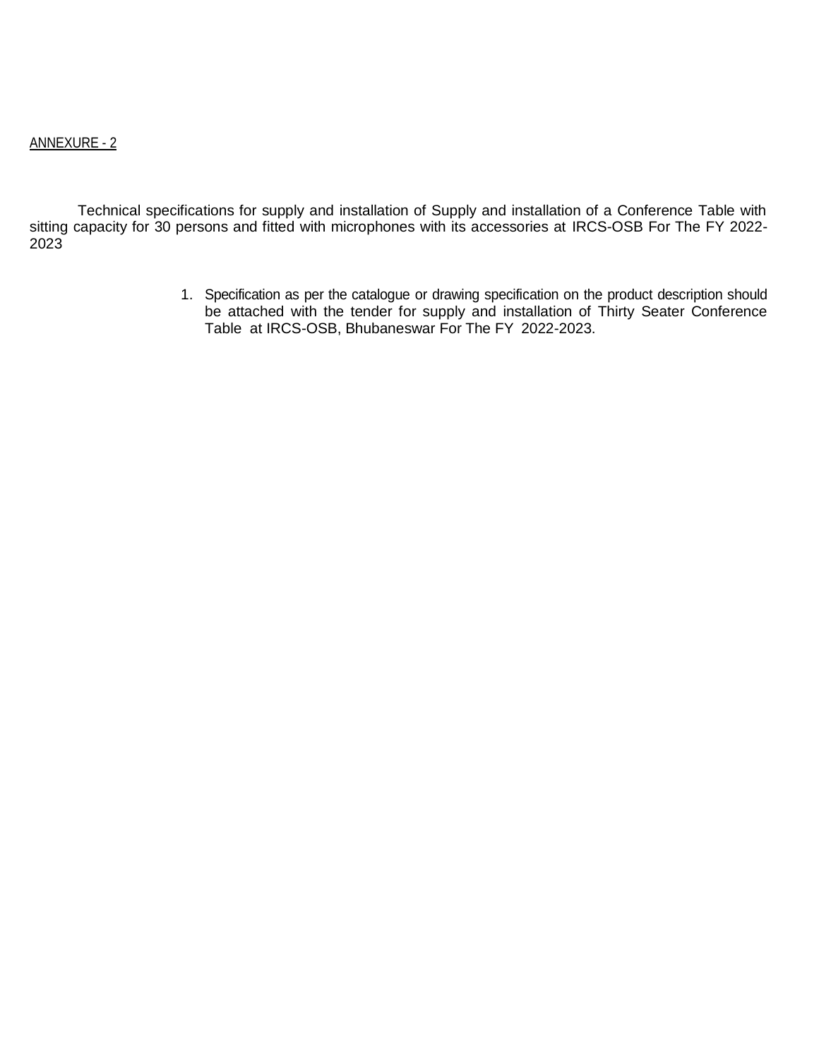ANNEXURE - 2

Technical specifications for supply and installation of Supply and installation of a Conference Table with sitting capacity for 30 persons and fitted with microphones with its accessories at IRCS-OSB For The FY 2022-2023

1. Specification as per the catalogue or drawing specification on the product description should be attached with the tender for supply and installation of Thirty Seater Conference Table at IRCS-OSB, Bhubaneswar For The FY 2022-2023.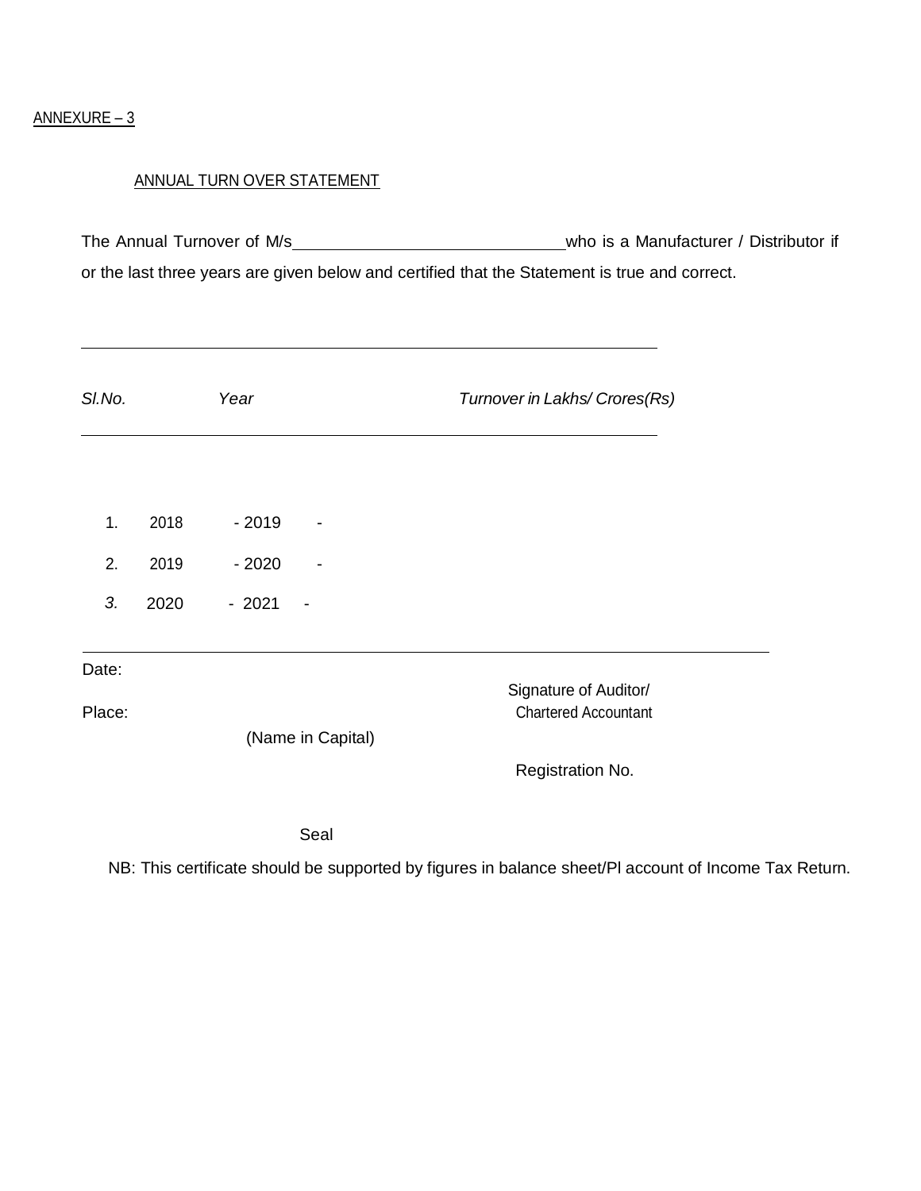ANNEXURE – 3

## ANNUAL TURN OVER STATEMENT

The Annual Turnover of M/s______________________________who is a Manufacturer / Distributor if or the last three years are given below and certified that the Statement is true and correct.

| *Sl.No.* | *Year* | *Turnover in Lakhs/ Crores(Rs)* |
|---|---|---|
| 1. | 2018 - 2019 - | |
| 2. | 2019 - 2020 - | |
| *3.* | 2020 - 2021 - | |

Date:

Place:

Signature of Auditor/
Chartered Accountant

(Name in Capital)

Registration No.

Seal

NB: This certificate should be supported by figures in balance sheet/Pl account of Income Tax Return.